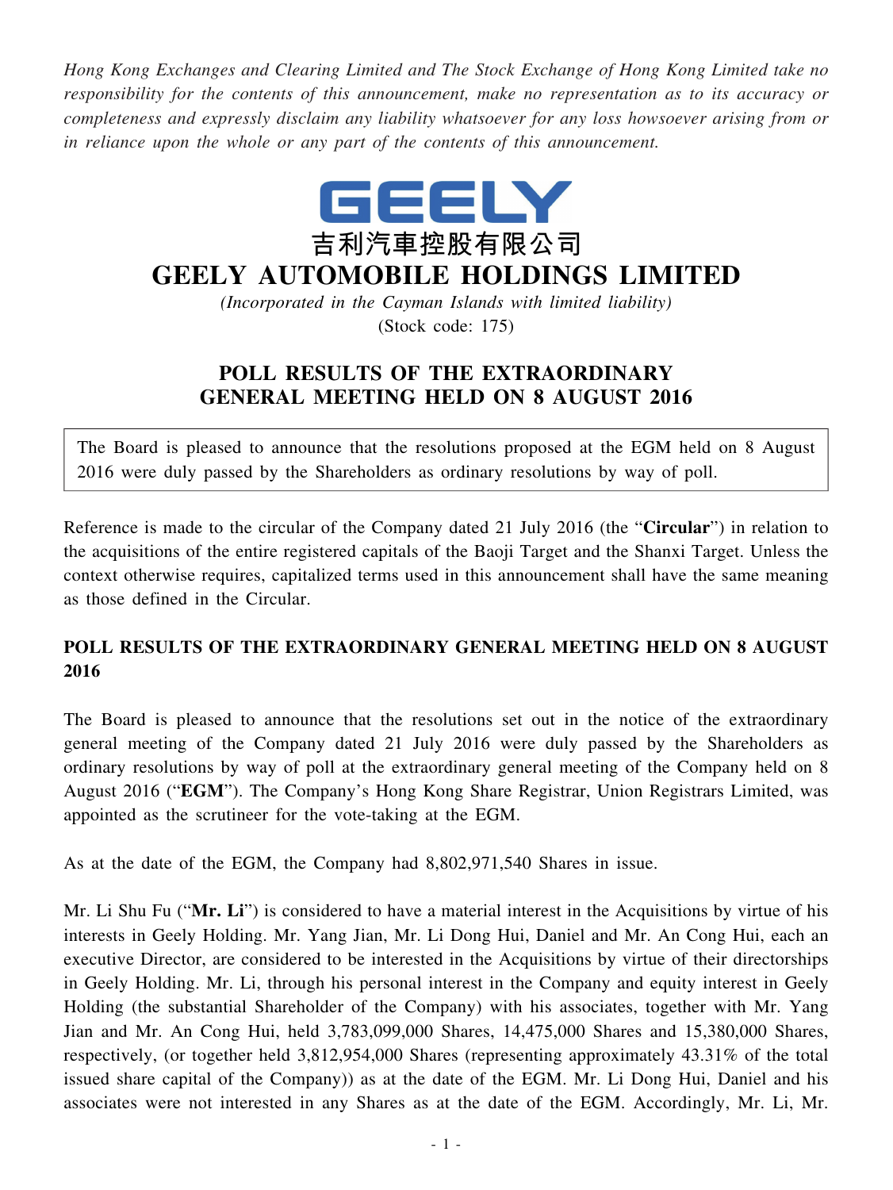*Hong Kong Exchanges and Clearing Limited and The Stock Exchange of Hong Kong Limited take no responsibility for the contents of this announcement, make no representation as to its accuracy or completeness and expressly disclaim any liability whatsoever for any loss howsoever arising from or in reliance upon the whole or any part of the contents of this announcement.*

GEELY

吉利汽車控股有限公司

# GEELY AUTOMOBILE HOLDINGS LIMITED

*(Incorporated in the Cayman Islands with limited liability)*

(Stock code: 175)

## POLL RESULTS OF THE EXTRAORDINARY GENERAL MEETING HELD ON 8 AUGUST 2016

The Board is pleased to announce that the resolutions proposed at the EGM held on 8 August 2016 were duly passed by the Shareholders as ordinary resolutions by way of poll.

Reference is made to the circular of the Company dated 21 July 2016 (the "**Circular**") in relation to the acquisitions of the entire registered capitals of the Baoji Target and the Shanxi Target. Unless the context otherwise requires, capitalized terms used in this announcement shall have the same meaning as those defined in the Circular.

## POLL RESULTS OF THE EXTRAORDINARY GENERAL MEETING HELD ON 8 AUGUST 2016

The Board is pleased to announce that the resolutions set out in the notice of the extraordinary general meeting of the Company dated 21 July 2016 were duly passed by the Shareholders as ordinary resolutions by way of poll at the extraordinary general meeting of the Company held on 8 August 2016 ("**EGM**"). The Company's Hong Kong Share Registrar, Union Registrars Limited, was appointed as the scrutineer for the vote-taking at the EGM.

As at the date of the EGM, the Company had 8,802,971,540 Shares in issue.

Mr. Li Shu Fu ("**Mr. Li**") is considered to have a material interest in the Acquisitions by virtue of his interests in Geely Holding. Mr. Yang Jian, Mr. Li Dong Hui, Daniel and Mr. An Cong Hui, each an executive Director, are considered to be interested in the Acquisitions by virtue of their directorships in Geely Holding. Mr. Li, through his personal interest in the Company and equity interest in Geely Holding (the substantial Shareholder of the Company) with his associates, together with Mr. Yang Jian and Mr. An Cong Hui, held 3,783,099,000 Shares, 14,475,000 Shares and 15,380,000 Shares, respectively, (or together held 3,812,954,000 Shares (representing approximately 43.31% of the total issued share capital of the Company)) as at the date of the EGM. Mr. Li Dong Hui, Daniel and his associates were not interested in any Shares as at the date of the EGM. Accordingly, Mr. Li, Mr.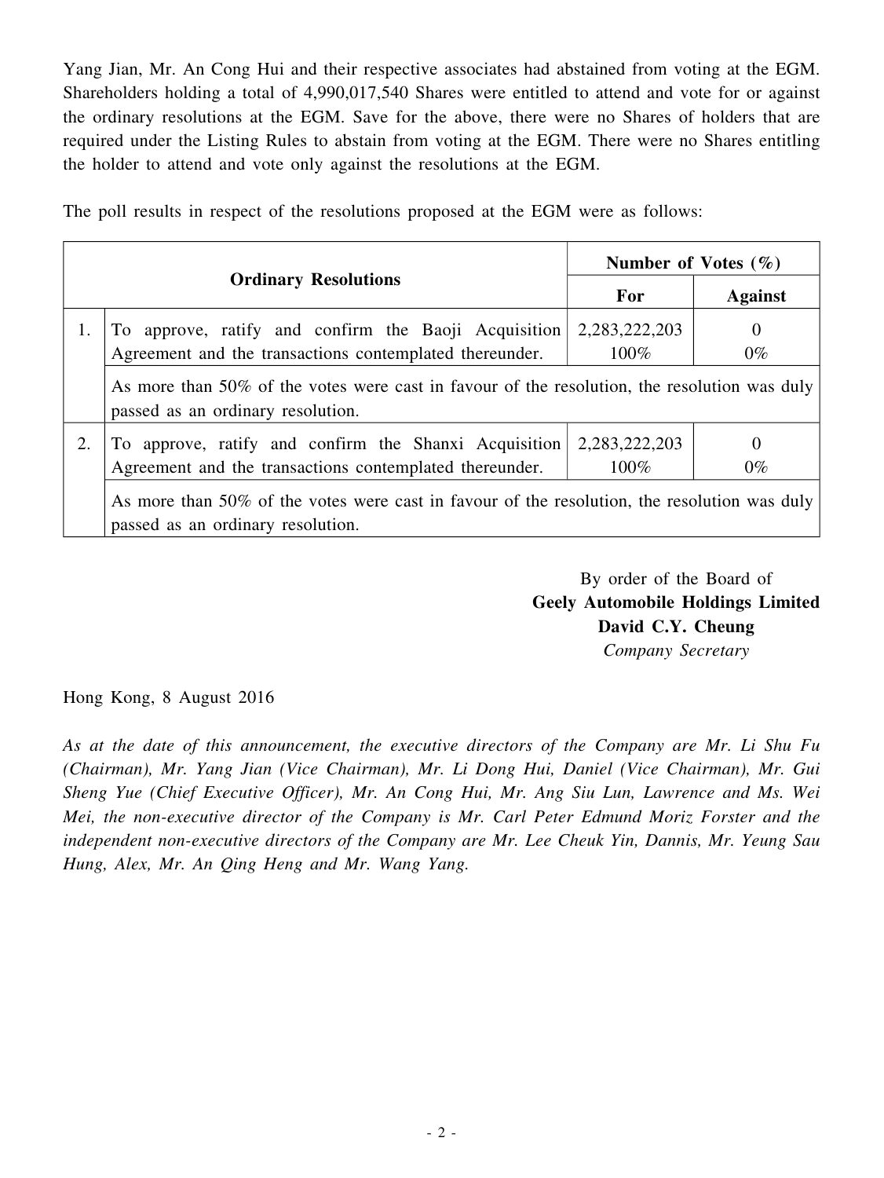Yang Jian, Mr. An Cong Hui and their respective associates had abstained from voting at the EGM. Shareholders holding a total of 4,990,017,540 Shares were entitled to attend and vote for or against the ordinary resolutions at the EGM. Save for the above, there were no Shares of holders that are required under the Listing Rules to abstain from voting at the EGM. There were no Shares entitling the holder to attend and vote only against the resolutions at the EGM.

The poll results in respect of the resolutions proposed at the EGM were as follows:

| | **Ordinary Resolutions** | **Number of Votes (%)** | |
|---|---|---|---|
| | | **For** | **Against** |
| 1. | To approve, ratify and confirm the Baoji Acquisition Agreement and the transactions contemplated thereunder. | 2,283,222,203<br>100% | 0<br>0% |
| | As more than 50% of the votes were cast in favour of the resolution, the resolution was duly passed as an ordinary resolution. | | |
| 2. | To approve, ratify and confirm the Shanxi Acquisition Agreement and the transactions contemplated thereunder. | 2,283,222,203<br>100% | 0<br>0% |
| | As more than 50% of the votes were cast in favour of the resolution, the resolution was duly passed as an ordinary resolution. | | |

By order of the Board of
**Geely Automobile Holdings Limited**
**David C.Y. Cheung**
*Company Secretary*

Hong Kong, 8 August 2016

*As at the date of this announcement, the executive directors of the Company are Mr. Li Shu Fu (Chairman), Mr. Yang Jian (Vice Chairman), Mr. Li Dong Hui, Daniel (Vice Chairman), Mr. Gui Sheng Yue (Chief Executive Officer), Mr. An Cong Hui, Mr. Ang Siu Lun, Lawrence and Ms. Wei Mei, the non-executive director of the Company is Mr. Carl Peter Edmund Moriz Forster and the independent non-executive directors of the Company are Mr. Lee Cheuk Yin, Dannis, Mr. Yeung Sau Hung, Alex, Mr. An Qing Heng and Mr. Wang Yang.*